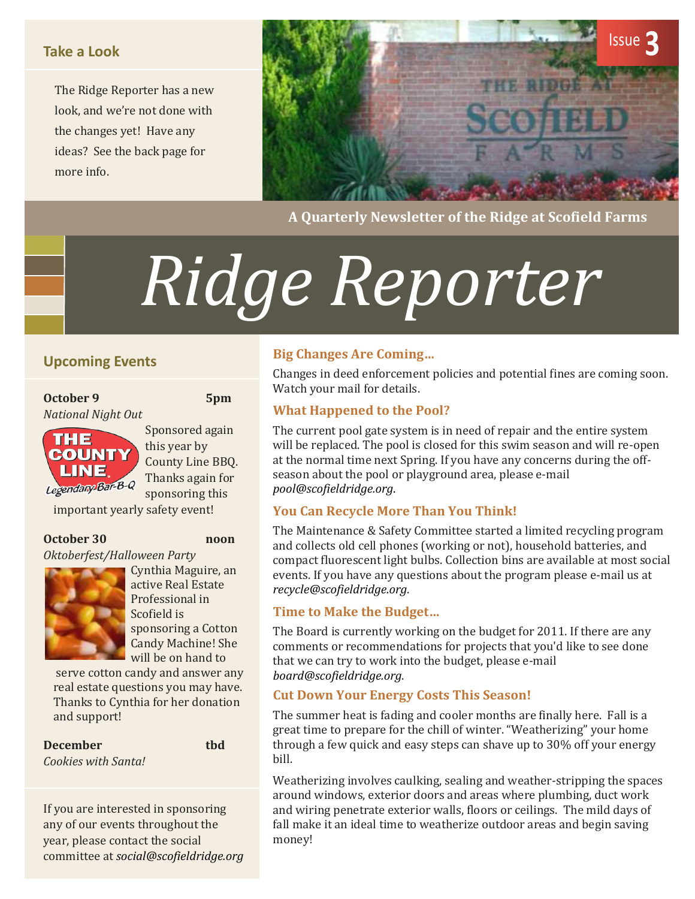Issue 3

## Take a Look

The Ridge Reporter has a new look, and we're not done with the changes yet! Have any ideas? See the back page for more info.

A Quarterly Newsletter of the Ridge at Scofield Farms

# *Ridge Reporter*

## Upcoming Events

**October 9** **5pm**
*National Night Out*

Sponsored again this year by County Line BBQ. Thanks again for sponsoring this important yearly safety event!

**October 30** **noon**
*Oktoberfest/Halloween Party*

Cynthia Maguire, an active Real Estate Professional in Scofield is sponsoring a Cotton Candy Machine! She will be on hand to serve cotton candy and answer any real estate questions you may have. Thanks to Cynthia for her donation and support!

**December** **tbd**
*Cookies with Santa!*

If you are interested in sponsoring any of our events throughout the year, please contact the social committee at *social@scofieldridge.org*

### Big Changes Are Coming…

Changes in deed enforcement policies and potential fines are coming soon. Watch your mail for details.

### What Happened to the Pool?

The current pool gate system is in need of repair and the entire system will be replaced. The pool is closed for this swim season and will re-open at the normal time next Spring. If you have any concerns during the off-season about the pool or playground area, please e-mail *pool@scofieldridge.org*.

### You Can Recycle More Than You Think!

The Maintenance & Safety Committee started a limited recycling program and collects old cell phones (working or not), household batteries, and compact fluorescent light bulbs. Collection bins are available at most social events. If you have any questions about the program please e-mail us at *recycle@scofieldridge.org*.

### Time to Make the Budget…

The Board is currently working on the budget for 2011. If there are any comments or recommendations for projects that you'd like to see done that we can try to work into the budget, please e-mail *board@scofieldridge.org*.

### Cut Down Your Energy Costs This Season!

The summer heat is fading and cooler months are finally here. Fall is a great time to prepare for the chill of winter. "Weatherizing" your home through a few quick and easy steps can shave up to 30% off your energy bill.

Weatherizing involves caulking, sealing and weather-stripping the spaces around windows, exterior doors and areas where plumbing, duct work and wiring penetrate exterior walls, floors or ceilings. The mild days of fall make it an ideal time to weatherize outdoor areas and begin saving money!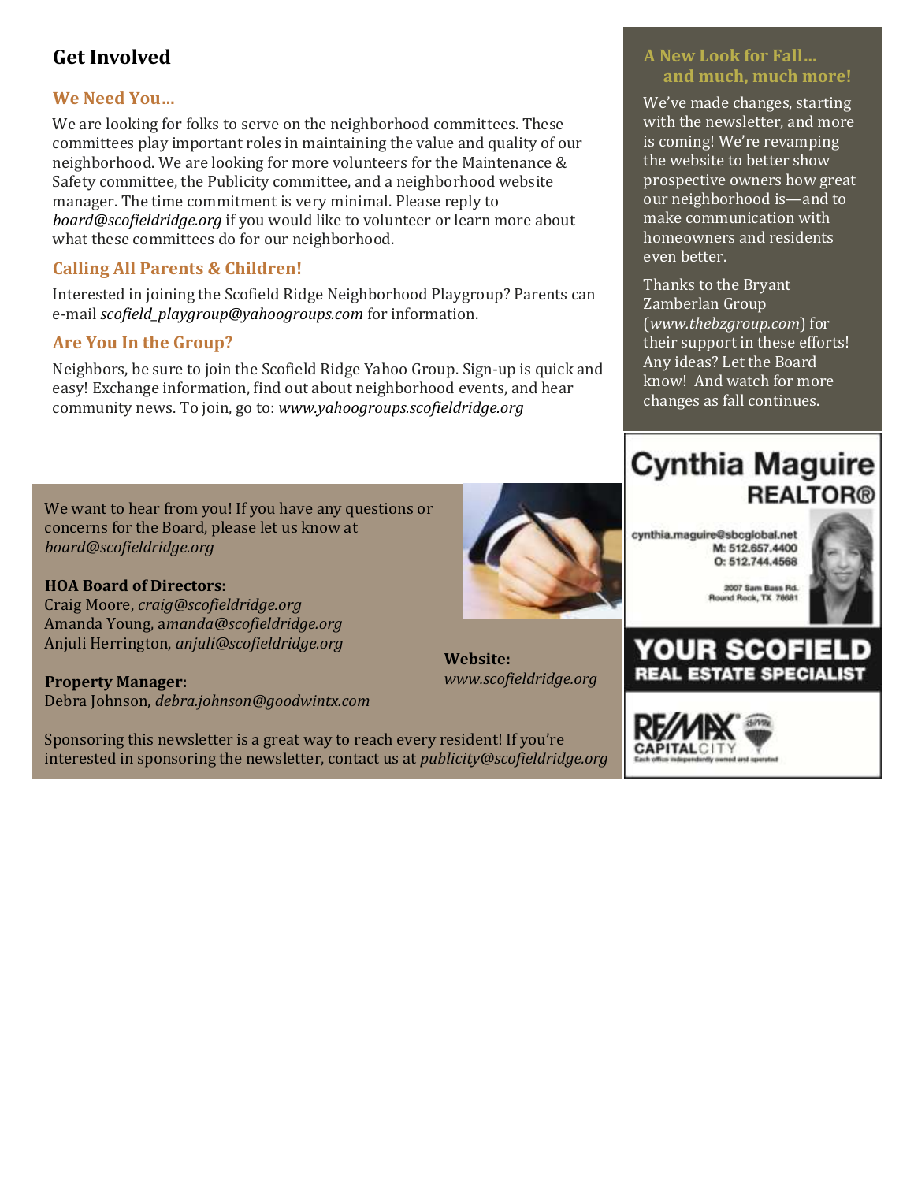## Get Involved

### We Need You…

We are looking for folks to serve on the neighborhood committees. These committees play important roles in maintaining the value and quality of our neighborhood. We are looking for more volunteers for the Maintenance & Safety committee, the Publicity committee, and a neighborhood website manager. The time commitment is very minimal. Please reply to *board@scofieldridge.org* if you would like to volunteer or learn more about what these committees do for our neighborhood.

### Calling All Parents & Children!

Interested in joining the Scofield Ridge Neighborhood Playgroup? Parents can e-mail *scofield_playgroup@yahoogroups.com* for information.

### Are You In the Group?

Neighbors, be sure to join the Scofield Ridge Yahoo Group. Sign-up is quick and easy! Exchange information, find out about neighborhood events, and hear community news. To join, go to: *www.yahoogroups.scofieldridge.org*

### A New Look for Fall… and much, much more!

We've made changes, starting with the newsletter, and more is coming! We're revamping the website to better show prospective owners how great our neighborhood is—and to make communication with homeowners and residents even better.

Thanks to the Bryant Zamberlan Group (*www.thebzgroup.com*) for their support in these efforts! Any ideas? Let the Board know! And watch for more changes as fall continues.

We want to hear from you! If you have any questions or concerns for the Board, please let us know at *board@scofieldridge.org*

**HOA Board of Directors:**
Craig Moore, *craig@scofieldridge.org*
Amanda Young, *amanda@scofieldridge.org*
Anjuli Herrington, *anjuli@scofieldridge.org*

**Property Manager:**
Debra Johnson, *debra.johnson@goodwintx.com*

**Website:**
*www.scofieldridge.org*

Sponsoring this newsletter is a great way to reach every resident! If you're interested in sponsoring the newsletter, contact us at *publicity@scofieldridge.org*

**Cynthia Maguire**
**REALTOR®**

cynthia.maguire@sbcglobal.net
M: 512.657.4400
O: 512.744.4568

2007 Sam Bass Rd.
Round Rock, TX 78681

**YOUR SCOFIELD REAL ESTATE SPECIALIST**

RE/MAX CAPITAL CITY
Each office independently owned and operated